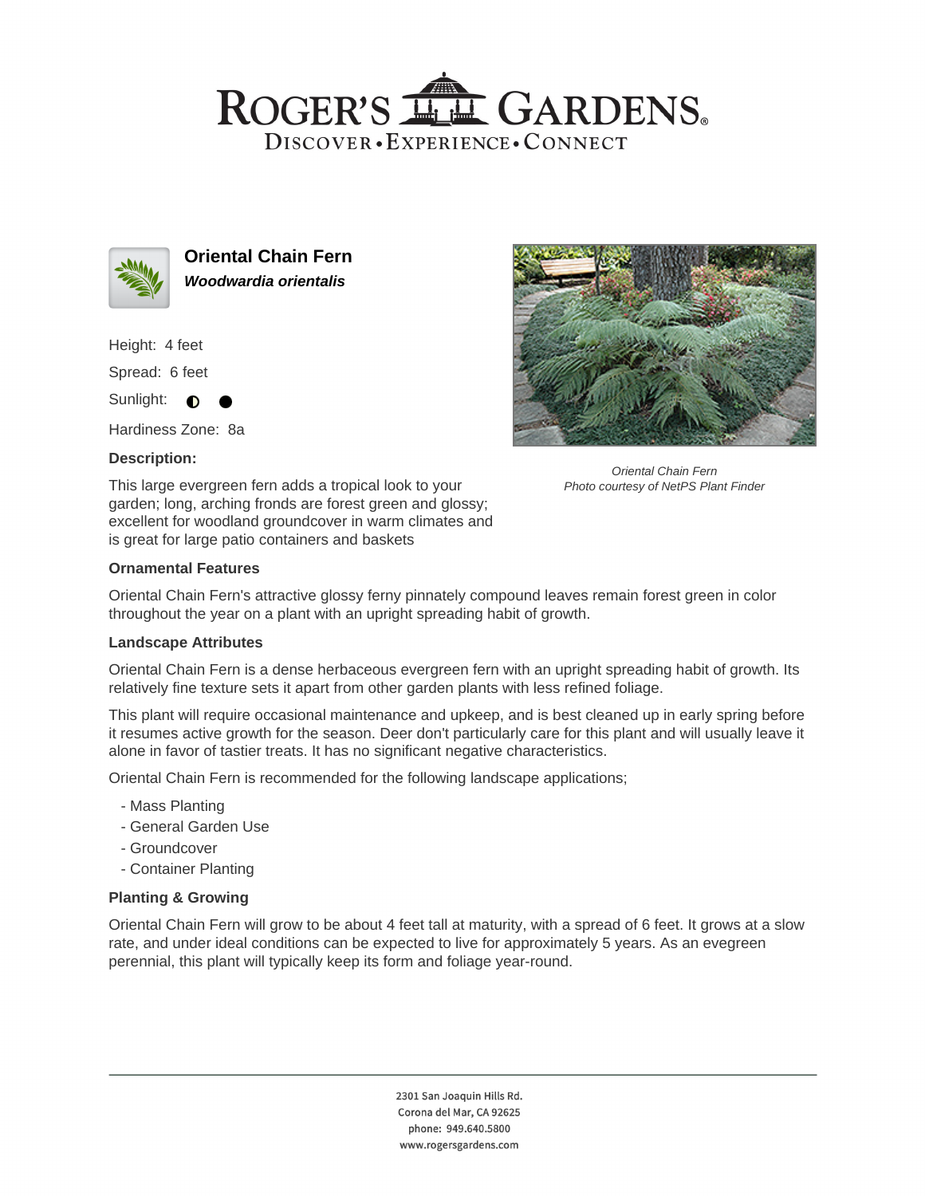# Oriental Chain Fern

***Woodwardia orientalis***

Height: 4 feet

Spread: 6 feet

Sunlight: ◐ ●

Hardiness Zone: 8a

**Description:**

This large evergreen fern adds a tropical look to your garden; long, arching fronds are forest green and glossy; excellent for woodland groundcover in warm climates and is great for large patio containers and baskets

*Oriental Chain Fern*
*Photo courtesy of NetPS Plant Finder*

### Ornamental Features

Oriental Chain Fern's attractive glossy ferny pinnately compound leaves remain forest green in color throughout the year on a plant with an upright spreading habit of growth.

### Landscape Attributes

Oriental Chain Fern is a dense herbaceous evergreen fern with an upright spreading habit of growth. Its relatively fine texture sets it apart from other garden plants with less refined foliage.

This plant will require occasional maintenance and upkeep, and is best cleaned up in early spring before it resumes active growth for the season. Deer don't particularly care for this plant and will usually leave it alone in favor of tastier treats. It has no significant negative characteristics.

Oriental Chain Fern is recommended for the following landscape applications;

- Mass Planting
- General Garden Use
- Groundcover
- Container Planting

### Planting & Growing

Oriental Chain Fern will grow to be about 4 feet tall at maturity, with a spread of 6 feet. It grows at a slow rate, and under ideal conditions can be expected to live for approximately 5 years. As an evegreen perennial, this plant will typically keep its form and foliage year-round.

2301 San Joaquin Hills Rd.
Corona del Mar, CA 92625
phone: 949.640.5800
www.rogersgardens.com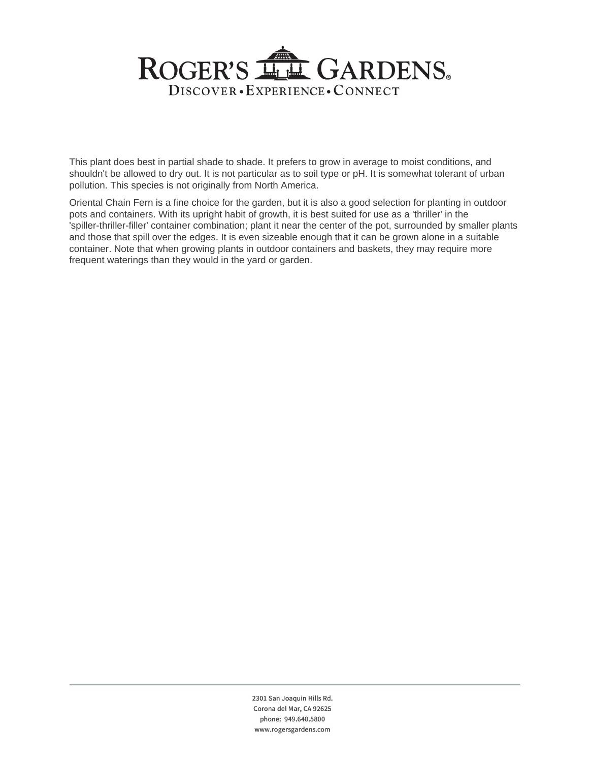This plant does best in partial shade to shade. It prefers to grow in average to moist conditions, and shouldn't be allowed to dry out. It is not particular as to soil type or pH. It is somewhat tolerant of urban pollution. This species is not originally from North America.

Oriental Chain Fern is a fine choice for the garden, but it is also a good selection for planting in outdoor pots and containers. With its upright habit of growth, it is best suited for use as a 'thriller' in the 'spiller-thriller-filler' container combination; plant it near the center of the pot, surrounded by smaller plants and those that spill over the edges. It is even sizeable enough that it can be grown alone in a suitable container. Note that when growing plants in outdoor containers and baskets, they may require more frequent waterings than they would in the yard or garden.